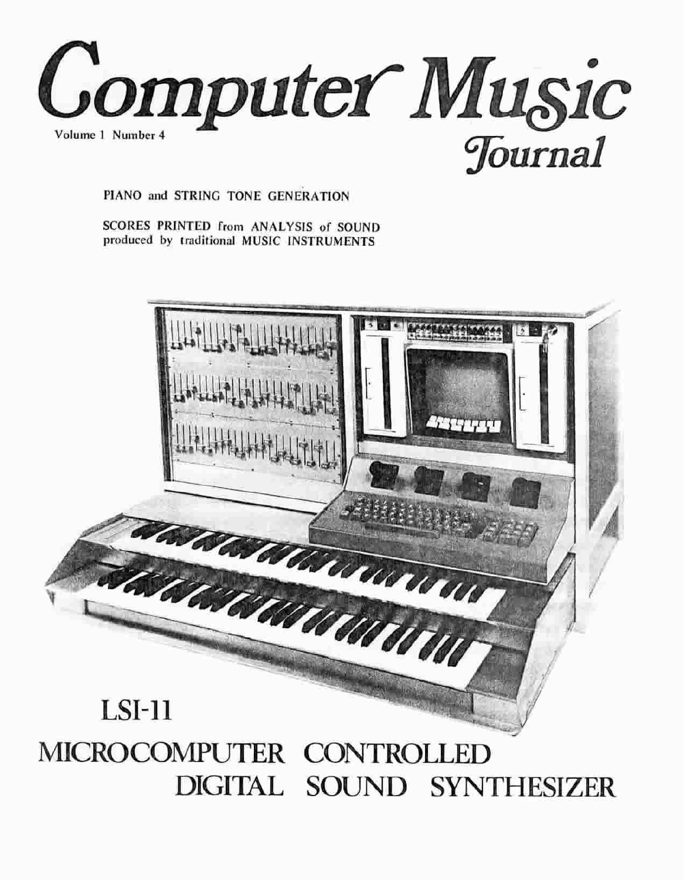# Computer Music Journal

Volume 1 Number 4

PIANO and STRING TONE GENERATION

SCORES PRINTED from ANALYSIS of SOUND produced by traditional MUSIC INSTRUMENTS

## LSI-11

## MICROCOMPUTER CONTROLLED DIGITAL SOUND SYNTHESIZER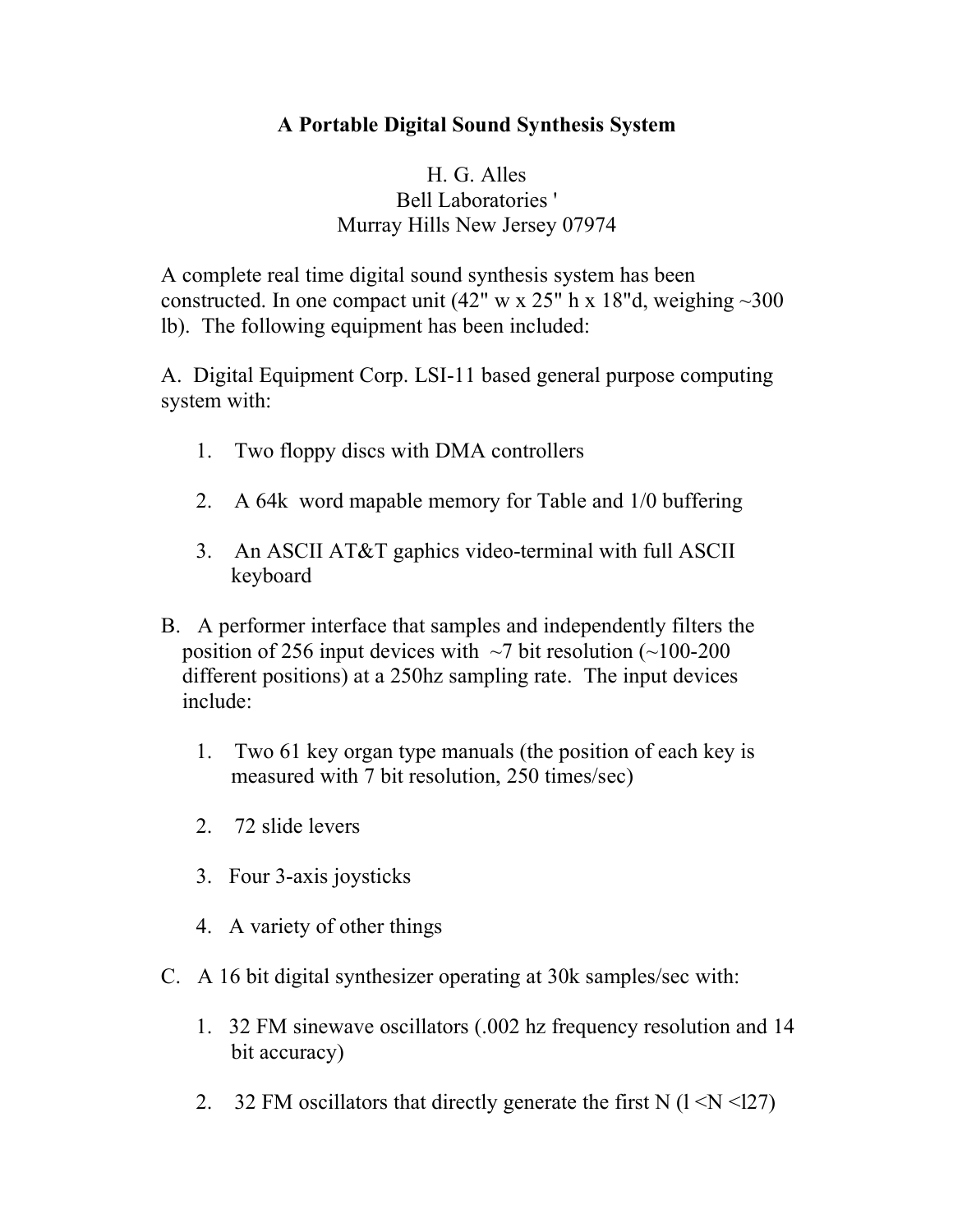**A Portable Digital Sound Synthesis System**

H. G. Alles
Bell Laboratories '
Murray Hills New Jersey 07974

A complete real time digital sound synthesis system has been constructed. In one compact unit (42" w x 25" h x 18"d, weighing ~300 lb). The following equipment has been included:

A. Digital Equipment Corp. LSI-11 based general purpose computing system with:

1. Two floppy discs with DMA controllers
2. A 64k word mapable memory for Table and 1/0 buffering
3. An ASCII AT&T gaphics video-terminal with full ASCII keyboard

B. A performer interface that samples and independently filters the position of 256 input devices with ~7 bit resolution (~100-200 different positions) at a 250hz sampling rate. The input devices include:

1. Two 61 key organ type manuals (the position of each key is measured with 7 bit resolution, 250 times/sec)
2. 72 slide levers
3. Four 3-axis joysticks
4. A variety of other things

C. A 16 bit digital synthesizer operating at 30k samples/sec with:

1. 32 FM sinewave oscillators (.002 hz frequency resolution and 14 bit accuracy)
2. 32 FM oscillators that directly generate the first N (l <N <l27)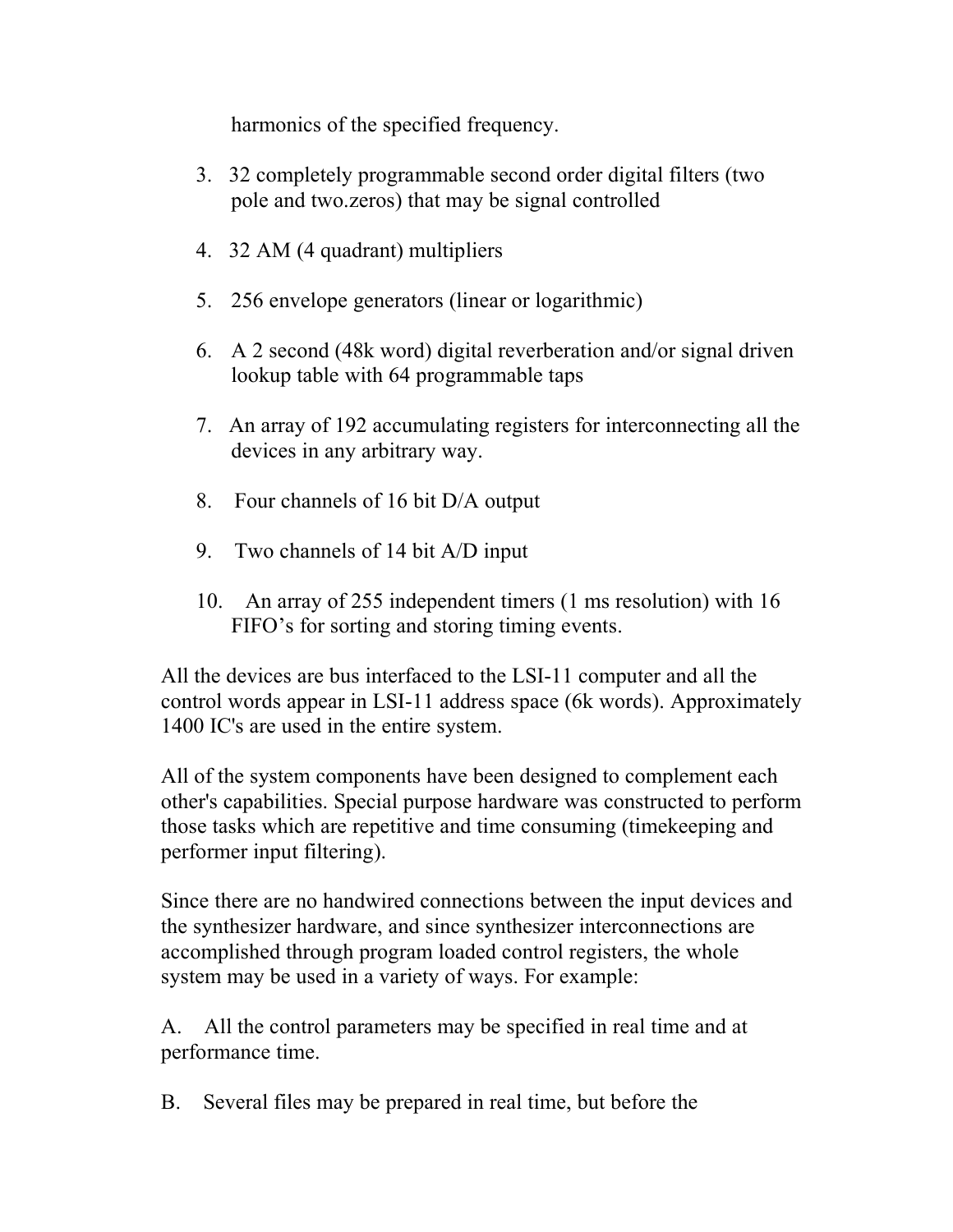harmonics of the specified frequency.

3. 32 completely programmable second order digital filters (two pole and two.zeros) that may be signal controlled

4. 32 AM (4 quadrant) multipliers

5. 256 envelope generators (linear or logarithmic)

6. A 2 second (48k word) digital reverberation and/or signal driven lookup table with 64 programmable taps

7. An array of 192 accumulating registers for interconnecting all the devices in any arbitrary way.

8. Four channels of 16 bit D/A output

9. Two channels of 14 bit A/D input

10. An array of 255 independent timers (1 ms resolution) with 16 FIFO's for sorting and storing timing events.

All the devices are bus interfaced to the LSI-11 computer and all the control words appear in LSI-11 address space (6k words). Approximately 1400 IC's are used in the entire system.

All of the system components have been designed to complement each other's capabilities. Special purpose hardware was constructed to perform those tasks which are repetitive and time consuming (timekeeping and performer input filtering).

Since there are no handwired connections between the input devices and the synthesizer hardware, and since synthesizer interconnections are accomplished through program loaded control registers, the whole system may be used in a variety of ways. For example:

A. All the control parameters may be specified in real time and at performance time.

B. Several files may be prepared in real time, but before the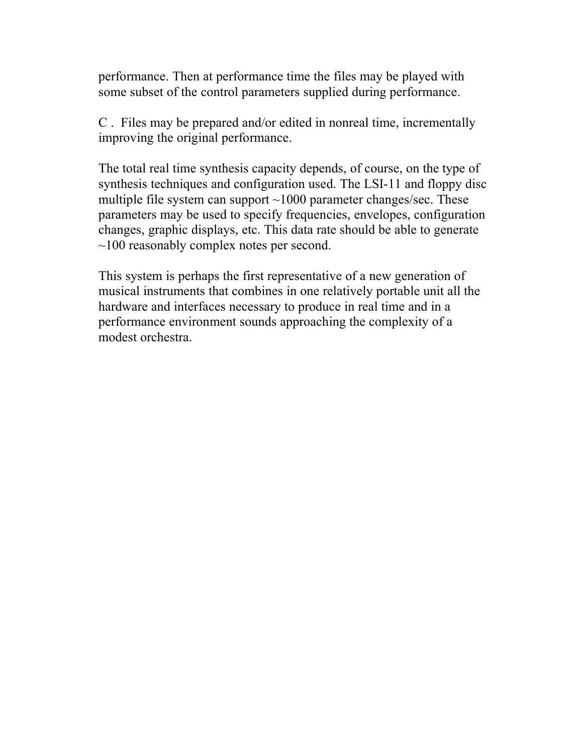performance. Then at performance time the files may be played with some subset of the control parameters supplied during performance.

C . Files may be prepared and/or edited in nonreal time, incrementally improving the original performance.

The total real time synthesis capacity depends, of course, on the type of synthesis techniques and configuration used. The LSI-11 and floppy disc multiple file system can support ~1000 parameter changes/sec. These parameters may be used to specify frequencies, envelopes, configuration changes, graphic displays, etc. This data rate should be able to generate ~100 reasonably complex notes per second.

This system is perhaps the first representative of a new generation of musical instruments that combines in one relatively portable unit all the hardware and interfaces necessary to produce in real time and in a performance environment sounds approaching the complexity of a modest orchestra.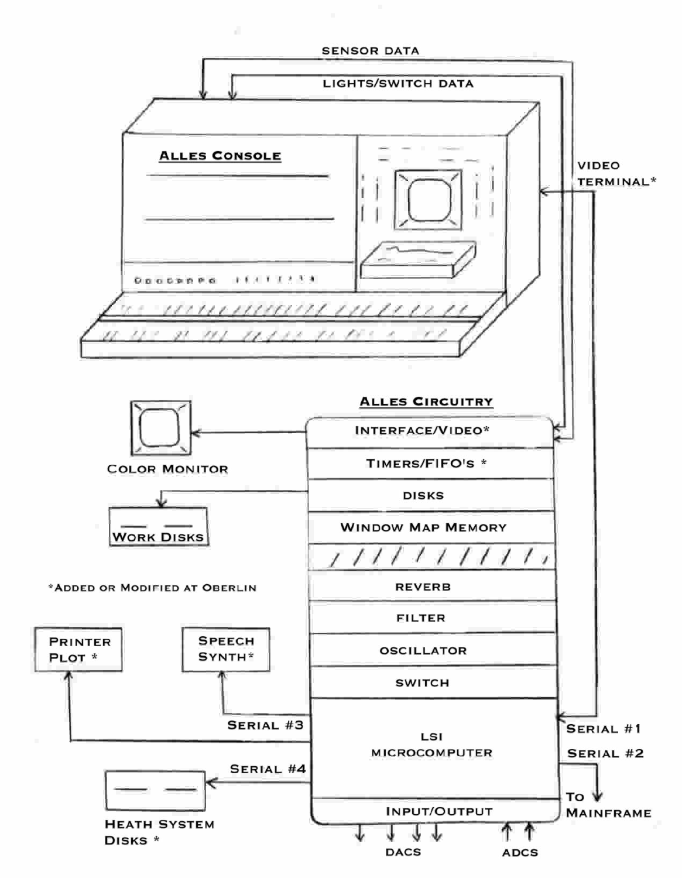SENSOR DATA

LIGHTS/SWITCH DATA

ALLES CONSOLE

VIDEO TERMINAL*

ALLES CIRCUITRY

INTERFACE/VIDEO*

TIMERS/FIFO'S *

DISKS

WINDOW MAP MEMORY

REVERB

FILTER

OSCILLATOR

SWITCH

LSI MICROCOMPUTER

INPUT/OUTPUT

COLOR MONITOR

WORK DISKS

*ADDED OR MODIFIED AT OBERLIN

PRINTER PLOT *

SPEECH SYNTH*

SERIAL #3

SERIAL #4

HEATH SYSTEM DISKS *

SERIAL #1

SERIAL #2

TO MAINFRAME

DACS

ADCS